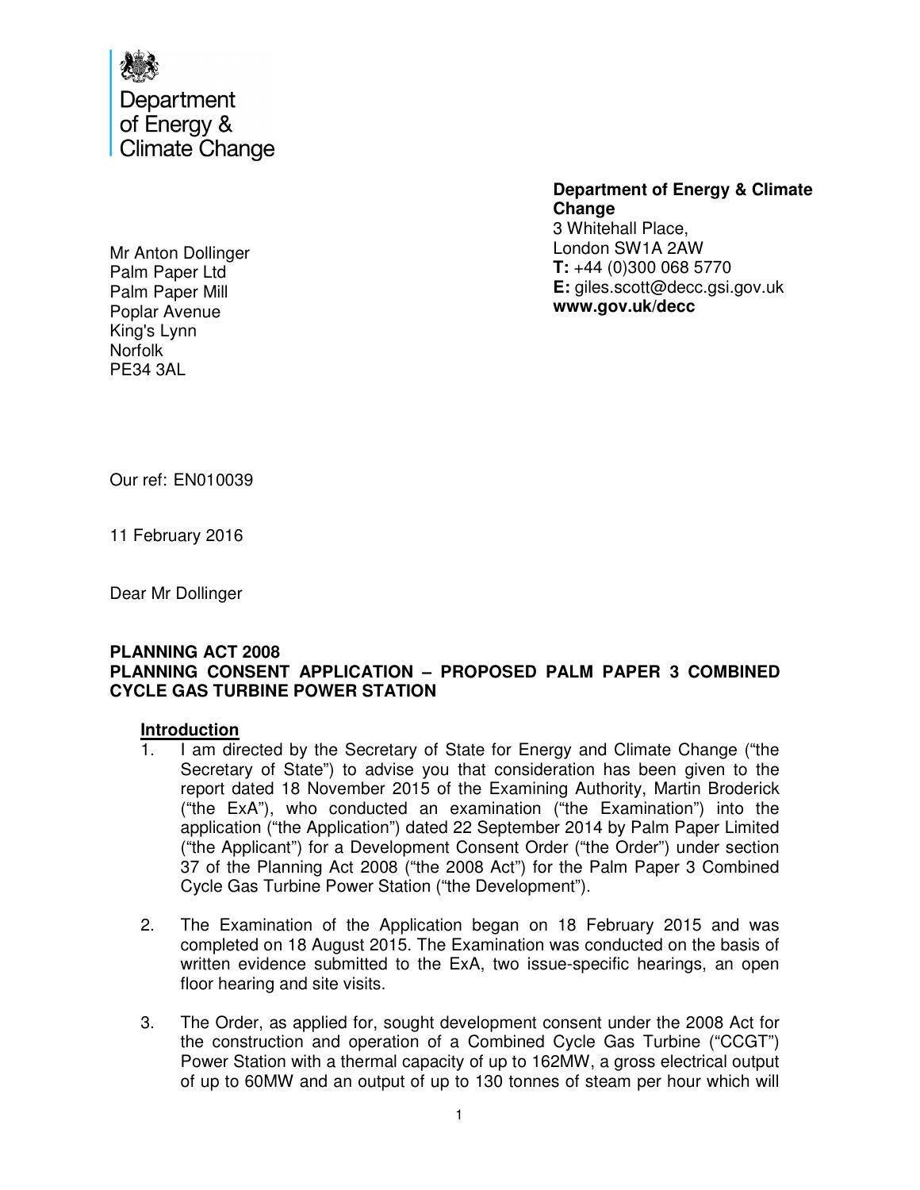Department of Energy & Climate Change

**Department of Energy & Climate Change**
3 Whitehall Place,
London SW1A 2AW
**T:** +44 (0)300 068 5770
**E:** giles.scott@decc.gsi.gov.uk
**www.gov.uk/decc**

Mr Anton Dollinger
Palm Paper Ltd
Palm Paper Mill
Poplar Avenue
King's Lynn
Norfolk
PE34 3AL

Our ref: EN010039

11 February 2016

Dear Mr Dollinger

**PLANNING ACT 2008**
**PLANNING CONSENT APPLICATION – PROPOSED PALM PAPER 3 COMBINED CYCLE GAS TURBINE POWER STATION**

## Introduction

1. I am directed by the Secretary of State for Energy and Climate Change ("the Secretary of State") to advise you that consideration has been given to the report dated 18 November 2015 of the Examining Authority, Martin Broderick ("the ExA"), who conducted an examination ("the Examination") into the application ("the Application") dated 22 September 2014 by Palm Paper Limited ("the Applicant") for a Development Consent Order ("the Order") under section 37 of the Planning Act 2008 ("the 2008 Act") for the Palm Paper 3 Combined Cycle Gas Turbine Power Station ("the Development").

2. The Examination of the Application began on 18 February 2015 and was completed on 18 August 2015. The Examination was conducted on the basis of written evidence submitted to the ExA, two issue-specific hearings, an open floor hearing and site visits.

3. The Order, as applied for, sought development consent under the 2008 Act for the construction and operation of a Combined Cycle Gas Turbine ("CCGT") Power Station with a thermal capacity of up to 162MW, a gross electrical output of up to 60MW and an output of up to 130 tonnes of steam per hour which will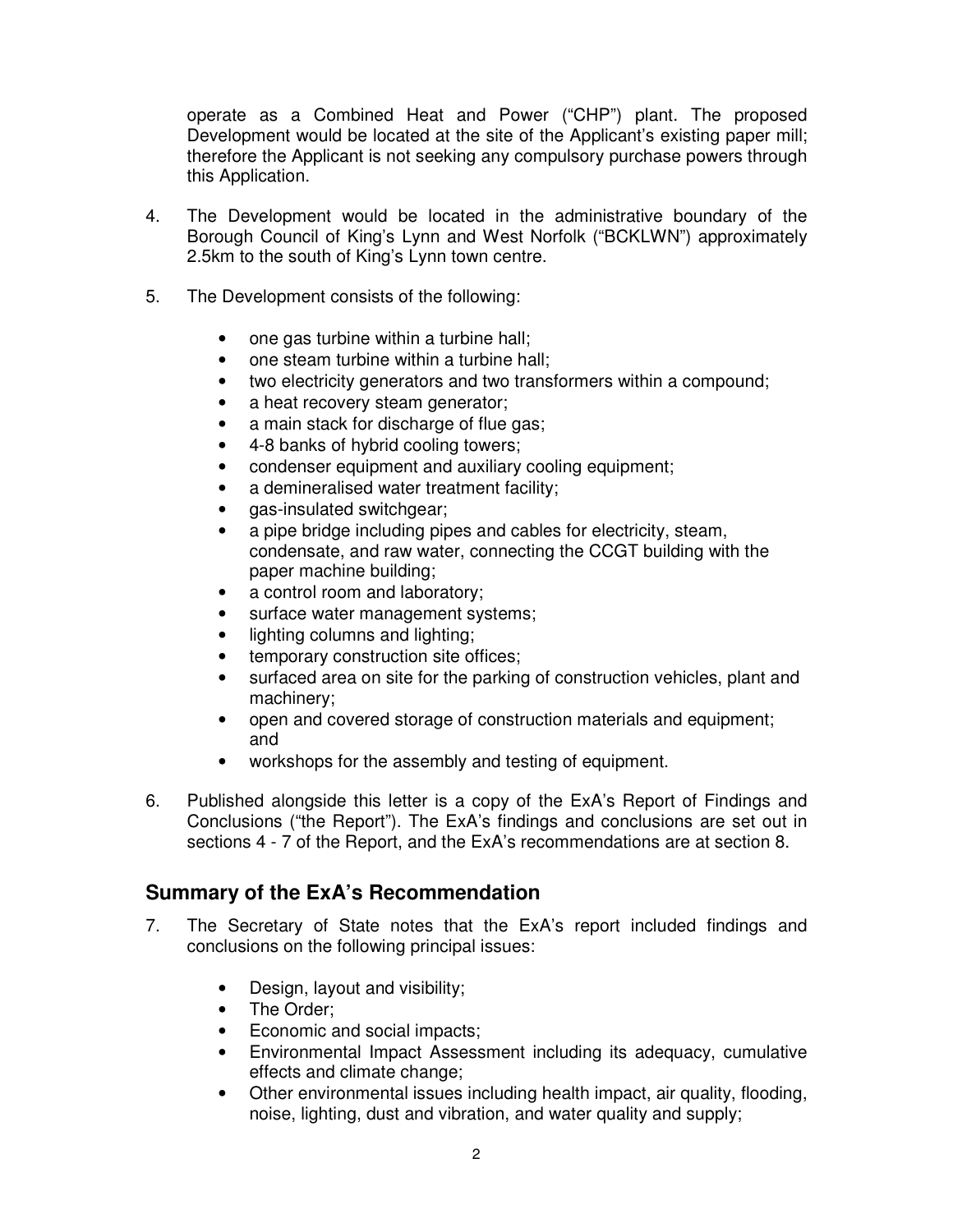operate as a Combined Heat and Power ("CHP") plant. The proposed Development would be located at the site of the Applicant's existing paper mill; therefore the Applicant is not seeking any compulsory purchase powers through this Application.

4. The Development would be located in the administrative boundary of the Borough Council of King's Lynn and West Norfolk ("BCKLWN") approximately 2.5km to the south of King's Lynn town centre.

5. The Development consists of the following:

   - one gas turbine within a turbine hall;
   - one steam turbine within a turbine hall;
   - two electricity generators and two transformers within a compound;
   - a heat recovery steam generator;
   - a main stack for discharge of flue gas;
   - 4-8 banks of hybrid cooling towers;
   - condenser equipment and auxiliary cooling equipment;
   - a demineralised water treatment facility;
   - gas-insulated switchgear;
   - a pipe bridge including pipes and cables for electricity, steam, condensate, and raw water, connecting the CCGT building with the paper machine building;
   - a control room and laboratory;
   - surface water management systems;
   - lighting columns and lighting;
   - temporary construction site offices;
   - surfaced area on site for the parking of construction vehicles, plant and machinery;
   - open and covered storage of construction materials and equipment; and
   - workshops for the assembly and testing of equipment.

6. Published alongside this letter is a copy of the ExA's Report of Findings and Conclusions ("the Report"). The ExA's findings and conclusions are set out in sections 4 - 7 of the Report, and the ExA's recommendations are at section 8.

## Summary of the ExA's Recommendation

7. The Secretary of State notes that the ExA's report included findings and conclusions on the following principal issues:

   - Design, layout and visibility;
   - The Order;
   - Economic and social impacts;
   - Environmental Impact Assessment including its adequacy, cumulative effects and climate change;
   - Other environmental issues including health impact, air quality, flooding, noise, lighting, dust and vibration, and water quality and supply;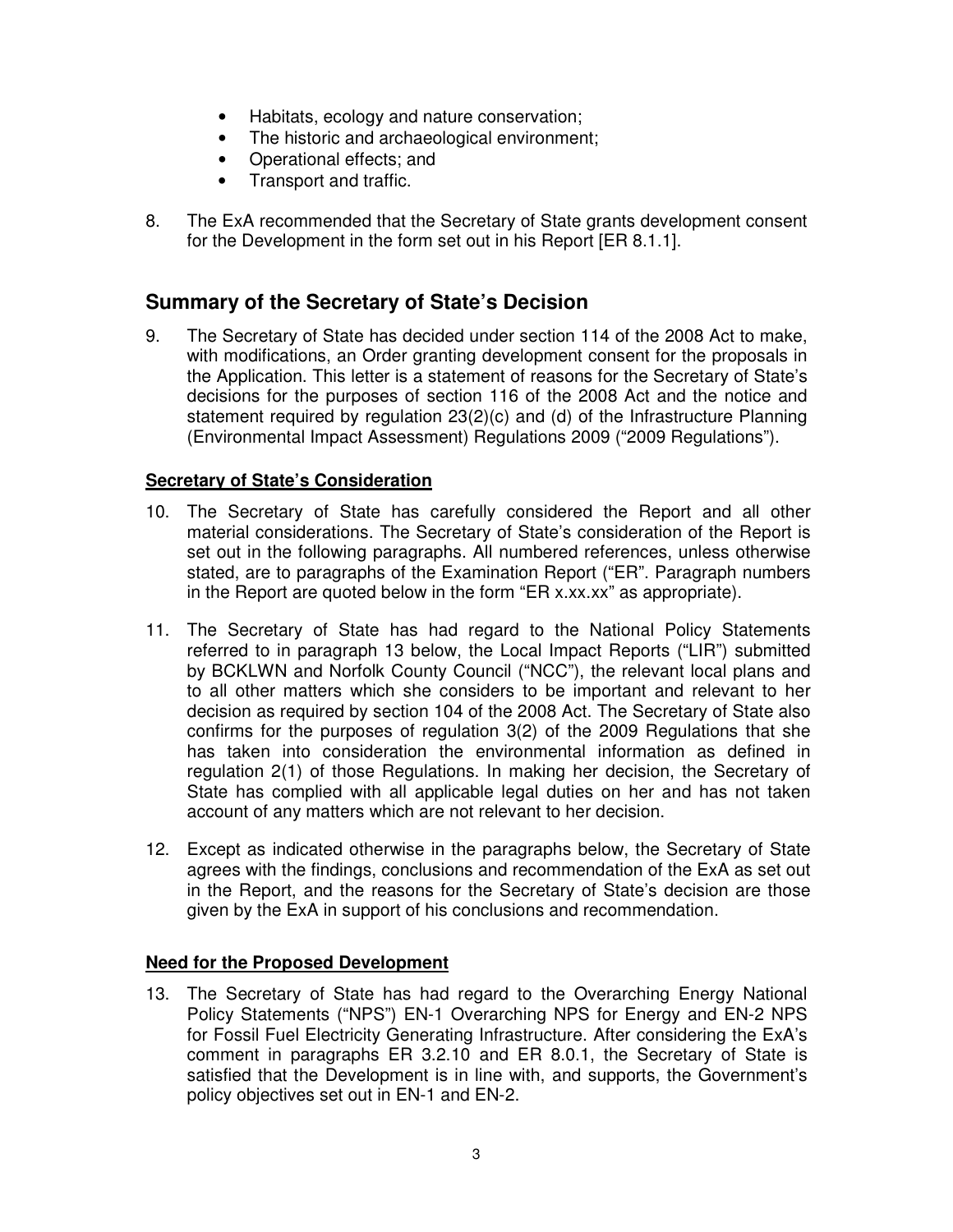- Habitats, ecology and nature conservation;
- The historic and archaeological environment;
- Operational effects; and
- Transport and traffic.

8. The ExA recommended that the Secretary of State grants development consent for the Development in the form set out in his Report [ER 8.1.1].

## Summary of the Secretary of State's Decision

9. The Secretary of State has decided under section 114 of the 2008 Act to make, with modifications, an Order granting development consent for the proposals in the Application. This letter is a statement of reasons for the Secretary of State's decisions for the purposes of section 116 of the 2008 Act and the notice and statement required by regulation 23(2)(c) and (d) of the Infrastructure Planning (Environmental Impact Assessment) Regulations 2009 ("2009 Regulations").

### Secretary of State's Consideration

10. The Secretary of State has carefully considered the Report and all other material considerations. The Secretary of State's consideration of the Report is set out in the following paragraphs. All numbered references, unless otherwise stated, are to paragraphs of the Examination Report ("ER". Paragraph numbers in the Report are quoted below in the form "ER x.xx.xx" as appropriate).

11. The Secretary of State has had regard to the National Policy Statements referred to in paragraph 13 below, the Local Impact Reports ("LIR") submitted by BCKLWN and Norfolk County Council ("NCC"), the relevant local plans and to all other matters which she considers to be important and relevant to her decision as required by section 104 of the 2008 Act. The Secretary of State also confirms for the purposes of regulation 3(2) of the 2009 Regulations that she has taken into consideration the environmental information as defined in regulation 2(1) of those Regulations. In making her decision, the Secretary of State has complied with all applicable legal duties on her and has not taken account of any matters which are not relevant to her decision.

12. Except as indicated otherwise in the paragraphs below, the Secretary of State agrees with the findings, conclusions and recommendation of the ExA as set out in the Report, and the reasons for the Secretary of State's decision are those given by the ExA in support of his conclusions and recommendation.

### Need for the Proposed Development

13. The Secretary of State has had regard to the Overarching Energy National Policy Statements ("NPS") EN-1 Overarching NPS for Energy and EN-2 NPS for Fossil Fuel Electricity Generating Infrastructure. After considering the ExA's comment in paragraphs ER 3.2.10 and ER 8.0.1, the Secretary of State is satisfied that the Development is in line with, and supports, the Government's policy objectives set out in EN-1 and EN-2.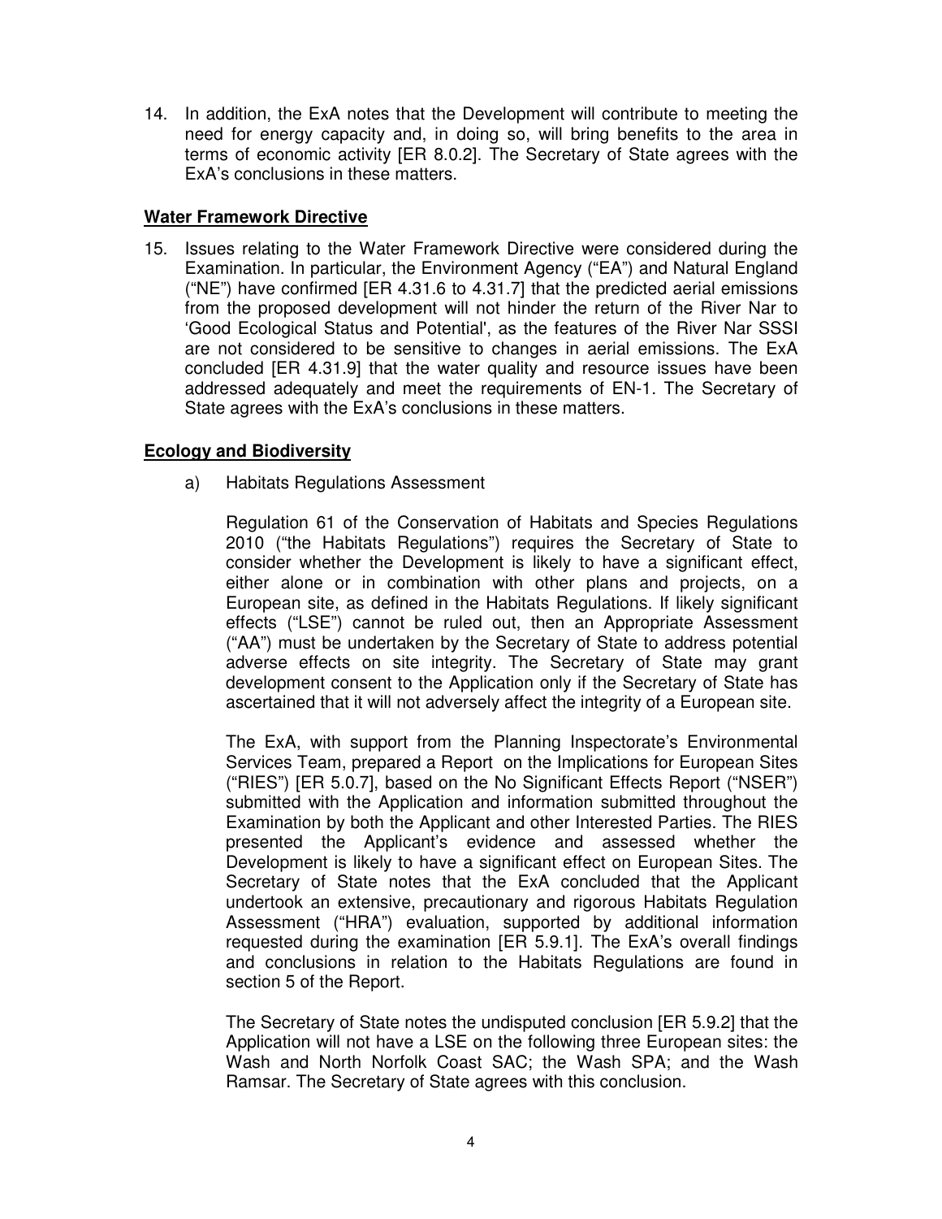14. In addition, the ExA notes that the Development will contribute to meeting the need for energy capacity and, in doing so, will bring benefits to the area in terms of economic activity [ER 8.0.2]. The Secretary of State agrees with the ExA's conclusions in these matters.

**Water Framework Directive**

15. Issues relating to the Water Framework Directive were considered during the Examination. In particular, the Environment Agency ("EA") and Natural England ("NE") have confirmed [ER 4.31.6 to 4.31.7] that the predicted aerial emissions from the proposed development will not hinder the return of the River Nar to 'Good Ecological Status and Potential', as the features of the River Nar SSSI are not considered to be sensitive to changes in aerial emissions. The ExA concluded [ER 4.31.9] that the water quality and resource issues have been addressed adequately and meet the requirements of EN-1. The Secretary of State agrees with the ExA's conclusions in these matters.

**Ecology and Biodiversity**

a) Habitats Regulations Assessment

Regulation 61 of the Conservation of Habitats and Species Regulations 2010 ("the Habitats Regulations") requires the Secretary of State to consider whether the Development is likely to have a significant effect, either alone or in combination with other plans and projects, on a European site, as defined in the Habitats Regulations. If likely significant effects ("LSE") cannot be ruled out, then an Appropriate Assessment ("AA") must be undertaken by the Secretary of State to address potential adverse effects on site integrity. The Secretary of State may grant development consent to the Application only if the Secretary of State has ascertained that it will not adversely affect the integrity of a European site.

The ExA, with support from the Planning Inspectorate's Environmental Services Team, prepared a Report on the Implications for European Sites ("RIES") [ER 5.0.7], based on the No Significant Effects Report ("NSER") submitted with the Application and information submitted throughout the Examination by both the Applicant and other Interested Parties. The RIES presented the Applicant's evidence and assessed whether the Development is likely to have a significant effect on European Sites. The Secretary of State notes that the ExA concluded that the Applicant undertook an extensive, precautionary and rigorous Habitats Regulation Assessment ("HRA") evaluation, supported by additional information requested during the examination [ER 5.9.1]. The ExA's overall findings and conclusions in relation to the Habitats Regulations are found in section 5 of the Report.

The Secretary of State notes the undisputed conclusion [ER 5.9.2] that the Application will not have a LSE on the following three European sites: the Wash and North Norfolk Coast SAC; the Wash SPA; and the Wash Ramsar. The Secretary of State agrees with this conclusion.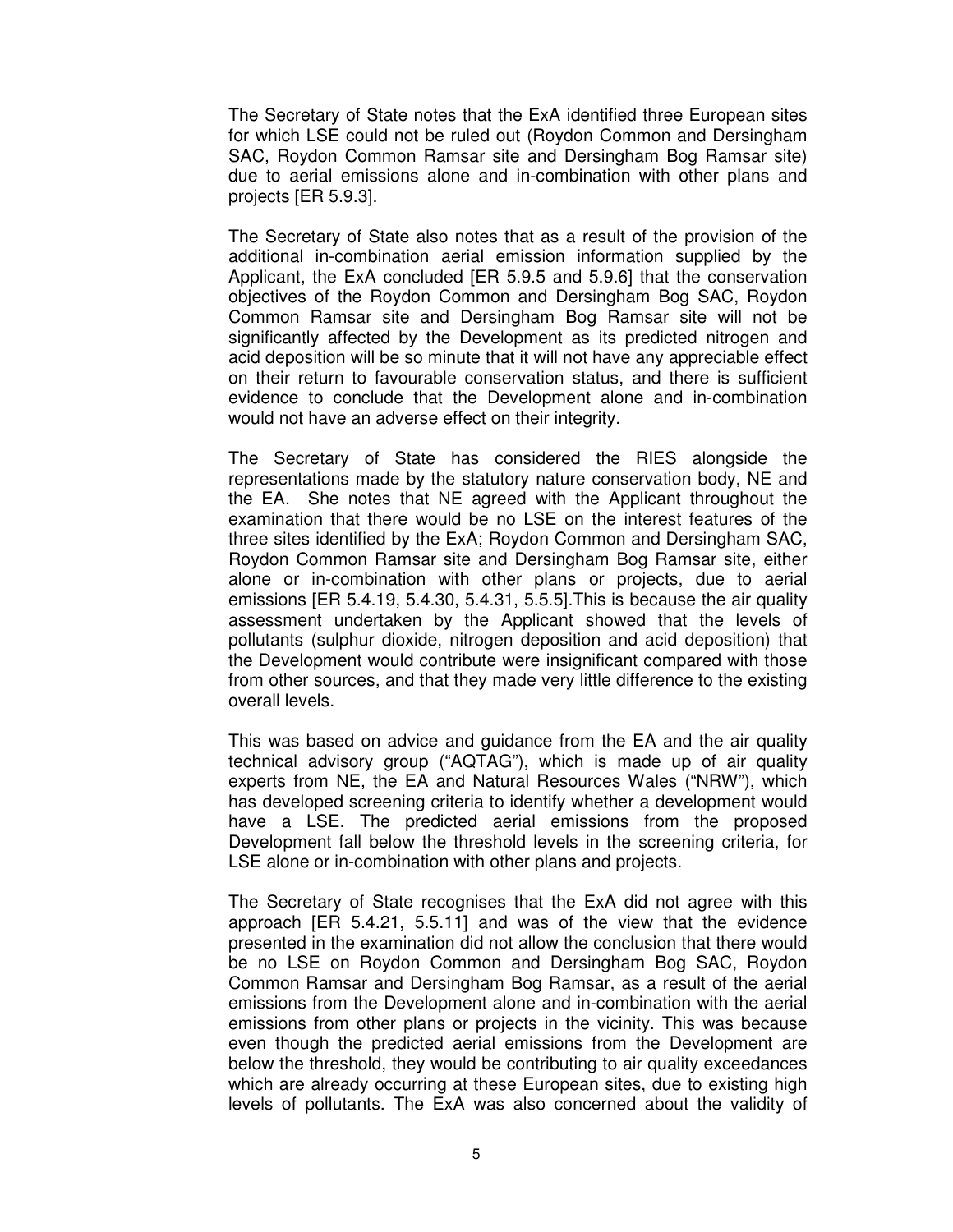The Secretary of State notes that the ExA identified three European sites for which LSE could not be ruled out (Roydon Common and Dersingham SAC, Roydon Common Ramsar site and Dersingham Bog Ramsar site) due to aerial emissions alone and in-combination with other plans and projects [ER 5.9.3].

The Secretary of State also notes that as a result of the provision of the additional in-combination aerial emission information supplied by the Applicant, the ExA concluded [ER 5.9.5 and 5.9.6] that the conservation objectives of the Roydon Common and Dersingham Bog SAC, Roydon Common Ramsar site and Dersingham Bog Ramsar site will not be significantly affected by the Development as its predicted nitrogen and acid deposition will be so minute that it will not have any appreciable effect on their return to favourable conservation status, and there is sufficient evidence to conclude that the Development alone and in-combination would not have an adverse effect on their integrity.

The Secretary of State has considered the RIES alongside the representations made by the statutory nature conservation body, NE and the EA. She notes that NE agreed with the Applicant throughout the examination that there would be no LSE on the interest features of the three sites identified by the ExA; Roydon Common and Dersingham SAC, Roydon Common Ramsar site and Dersingham Bog Ramsar site, either alone or in-combination with other plans or projects, due to aerial emissions [ER 5.4.19, 5.4.30, 5.4.31, 5.5.5].This is because the air quality assessment undertaken by the Applicant showed that the levels of pollutants (sulphur dioxide, nitrogen deposition and acid deposition) that the Development would contribute were insignificant compared with those from other sources, and that they made very little difference to the existing overall levels.

This was based on advice and guidance from the EA and the air quality technical advisory group ("AQTAG"), which is made up of air quality experts from NE, the EA and Natural Resources Wales ("NRW"), which has developed screening criteria to identify whether a development would have a LSE. The predicted aerial emissions from the proposed Development fall below the threshold levels in the screening criteria, for LSE alone or in-combination with other plans and projects.

The Secretary of State recognises that the ExA did not agree with this approach [ER 5.4.21, 5.5.11] and was of the view that the evidence presented in the examination did not allow the conclusion that there would be no LSE on Roydon Common and Dersingham Bog SAC, Roydon Common Ramsar and Dersingham Bog Ramsar, as a result of the aerial emissions from the Development alone and in-combination with the aerial emissions from other plans or projects in the vicinity. This was because even though the predicted aerial emissions from the Development are below the threshold, they would be contributing to air quality exceedances which are already occurring at these European sites, due to existing high levels of pollutants. The ExA was also concerned about the validity of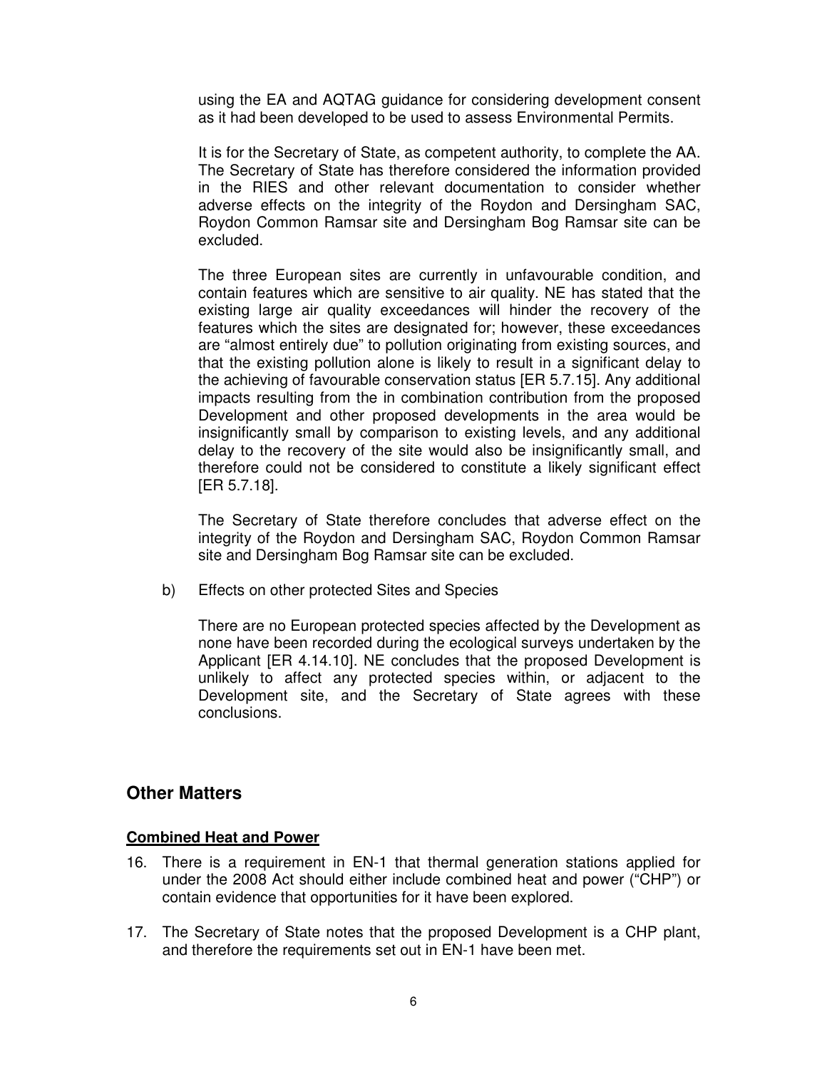using the EA and AQTAG guidance for considering development consent as it had been developed to be used to assess Environmental Permits.

It is for the Secretary of State, as competent authority, to complete the AA. The Secretary of State has therefore considered the information provided in the RIES and other relevant documentation to consider whether adverse effects on the integrity of the Roydon and Dersingham SAC, Roydon Common Ramsar site and Dersingham Bog Ramsar site can be excluded.

The three European sites are currently in unfavourable condition, and contain features which are sensitive to air quality. NE has stated that the existing large air quality exceedances will hinder the recovery of the features which the sites are designated for; however, these exceedances are "almost entirely due" to pollution originating from existing sources, and that the existing pollution alone is likely to result in a significant delay to the achieving of favourable conservation status [ER 5.7.15]. Any additional impacts resulting from the in combination contribution from the proposed Development and other proposed developments in the area would be insignificantly small by comparison to existing levels, and any additional delay to the recovery of the site would also be insignificantly small, and therefore could not be considered to constitute a likely significant effect [ER 5.7.18].

The Secretary of State therefore concludes that adverse effect on the integrity of the Roydon and Dersingham SAC, Roydon Common Ramsar site and Dersingham Bog Ramsar site can be excluded.

b) Effects on other protected Sites and Species

There are no European protected species affected by the Development as none have been recorded during the ecological surveys undertaken by the Applicant [ER 4.14.10]. NE concludes that the proposed Development is unlikely to affect any protected species within, or adjacent to the Development site, and the Secretary of State agrees with these conclusions.

## Other Matters

### Combined Heat and Power

16. There is a requirement in EN-1 that thermal generation stations applied for under the 2008 Act should either include combined heat and power ("CHP") or contain evidence that opportunities for it have been explored.

17. The Secretary of State notes that the proposed Development is a CHP plant, and therefore the requirements set out in EN-1 have been met.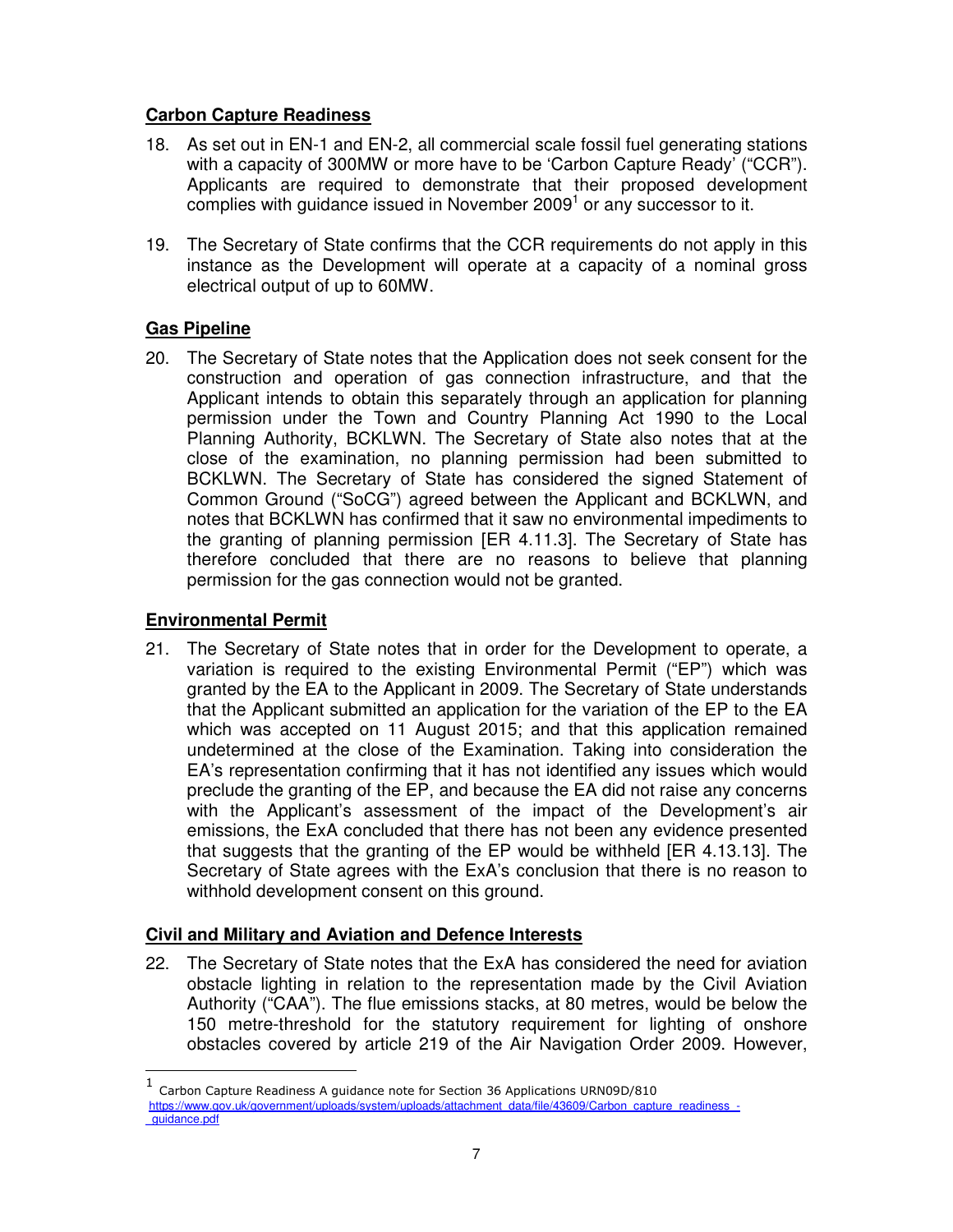## Carbon Capture Readiness

18. As set out in EN-1 and EN-2, all commercial scale fossil fuel generating stations with a capacity of 300MW or more have to be 'Carbon Capture Ready' ("CCR"). Applicants are required to demonstrate that their proposed development complies with guidance issued in November 2009[1] or any successor to it.

19. The Secretary of State confirms that the CCR requirements do not apply in this instance as the Development will operate at a capacity of a nominal gross electrical output of up to 60MW.

## Gas Pipeline

20. The Secretary of State notes that the Application does not seek consent for the construction and operation of gas connection infrastructure, and that the Applicant intends to obtain this separately through an application for planning permission under the Town and Country Planning Act 1990 to the Local Planning Authority, BCKLWN. The Secretary of State also notes that at the close of the examination, no planning permission had been submitted to BCKLWN. The Secretary of State has considered the signed Statement of Common Ground ("SoCG") agreed between the Applicant and BCKLWN, and notes that BCKLWN has confirmed that it saw no environmental impediments to the granting of planning permission [ER 4.11.3]. The Secretary of State has therefore concluded that there are no reasons to believe that planning permission for the gas connection would not be granted.

## Environmental Permit

21. The Secretary of State notes that in order for the Development to operate, a variation is required to the existing Environmental Permit ("EP") which was granted by the EA to the Applicant in 2009. The Secretary of State understands that the Applicant submitted an application for the variation of the EP to the EA which was accepted on 11 August 2015; and that this application remained undetermined at the close of the Examination. Taking into consideration the EA's representation confirming that it has not identified any issues which would preclude the granting of the EP, and because the EA did not raise any concerns with the Applicant's assessment of the impact of the Development's air emissions, the ExA concluded that there has not been any evidence presented that suggests that the granting of the EP would be withheld [ER 4.13.13]. The Secretary of State agrees with the ExA's conclusion that there is no reason to withhold development consent on this ground.

## Civil and Military and Aviation and Defence Interests

22. The Secretary of State notes that the ExA has considered the need for aviation obstacle lighting in relation to the representation made by the Civil Aviation Authority ("CAA"). The flue emissions stacks, at 80 metres, would be below the 150 metre-threshold for the statutory requirement for lighting of onshore obstacles covered by article 219 of the Air Navigation Order 2009. However,

---

[1] Carbon Capture Readiness A guidance note for Section 36 Applications URN09D/810 https://www.gov.uk/government/uploads/system/uploads/attachment_data/file/43609/Carbon_capture_readiness_-_guidance.pdf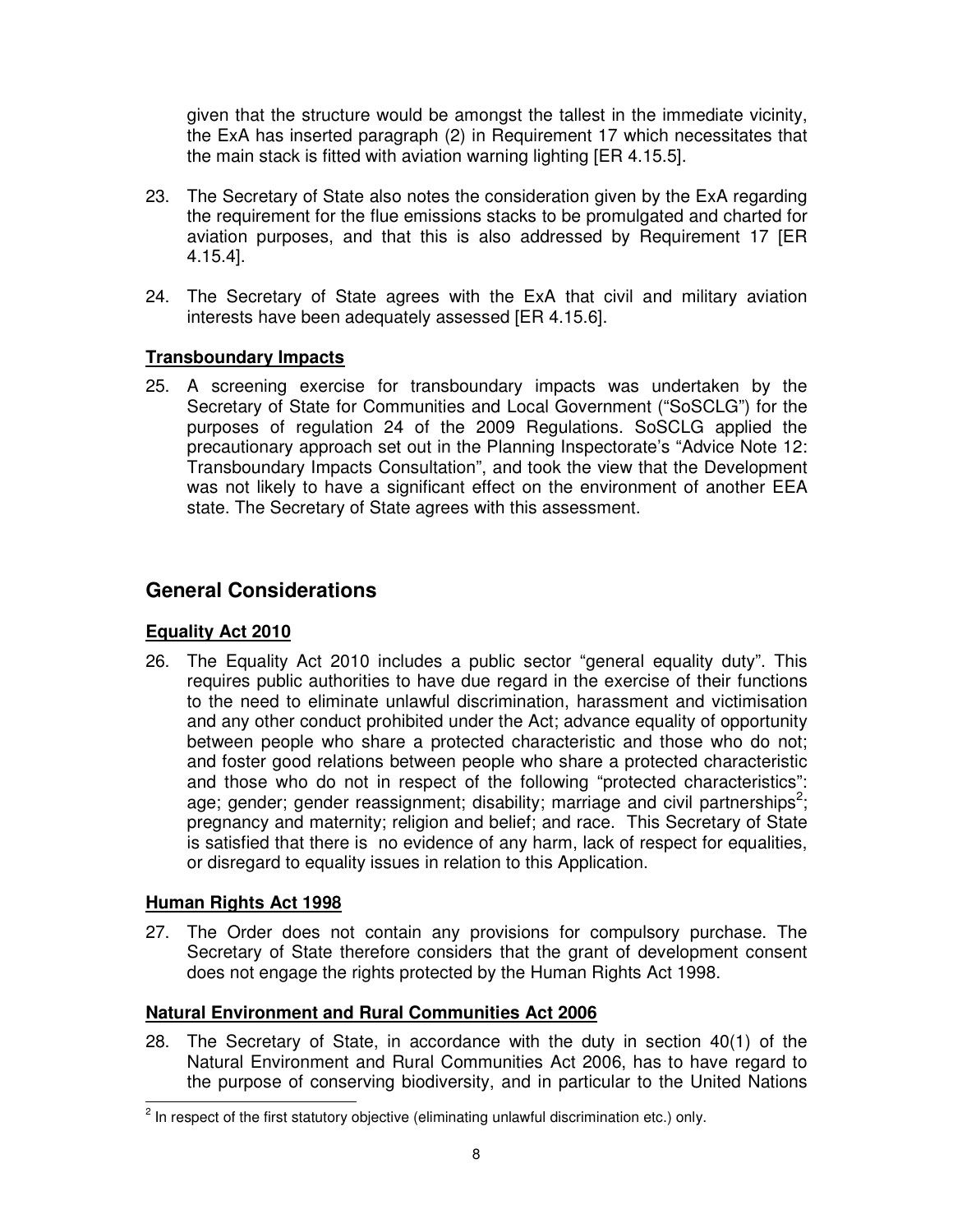given that the structure would be amongst the tallest in the immediate vicinity, the ExA has inserted paragraph (2) in Requirement 17 which necessitates that the main stack is fitted with aviation warning lighting [ER 4.15.5].

23. The Secretary of State also notes the consideration given by the ExA regarding the requirement for the flue emissions stacks to be promulgated and charted for aviation purposes, and that this is also addressed by Requirement 17 [ER 4.15.4].

24. The Secretary of State agrees with the ExA that civil and military aviation interests have been adequately assessed [ER 4.15.6].

**Transboundary Impacts**

25. A screening exercise for transboundary impacts was undertaken by the Secretary of State for Communities and Local Government ("SoSCLG") for the purposes of regulation 24 of the 2009 Regulations. SoSCLG applied the precautionary approach set out in the Planning Inspectorate's "Advice Note 12: Transboundary Impacts Consultation", and took the view that the Development was not likely to have a significant effect on the environment of another EEA state. The Secretary of State agrees with this assessment.

## General Considerations

**Equality Act 2010**

26. The Equality Act 2010 includes a public sector "general equality duty". This requires public authorities to have due regard in the exercise of their functions to the need to eliminate unlawful discrimination, harassment and victimisation and any other conduct prohibited under the Act; advance equality of opportunity between people who share a protected characteristic and those who do not; and foster good relations between people who share a protected characteristic and those who do not in respect of the following "protected characteristics": age; gender; gender reassignment; disability; marriage and civil partnerships[2]; pregnancy and maternity; religion and belief; and race. This Secretary of State is satisfied that there is no evidence of any harm, lack of respect for equalities, or disregard to equality issues in relation to this Application.

**Human Rights Act 1998**

27. The Order does not contain any provisions for compulsory purchase. The Secretary of State therefore considers that the grant of development consent does not engage the rights protected by the Human Rights Act 1998.

**Natural Environment and Rural Communities Act 2006**

28. The Secretary of State, in accordance with the duty in section 40(1) of the Natural Environment and Rural Communities Act 2006, has to have regard to the purpose of conserving biodiversity, and in particular to the United Nations

[2] In respect of the first statutory objective (eliminating unlawful discrimination etc.) only.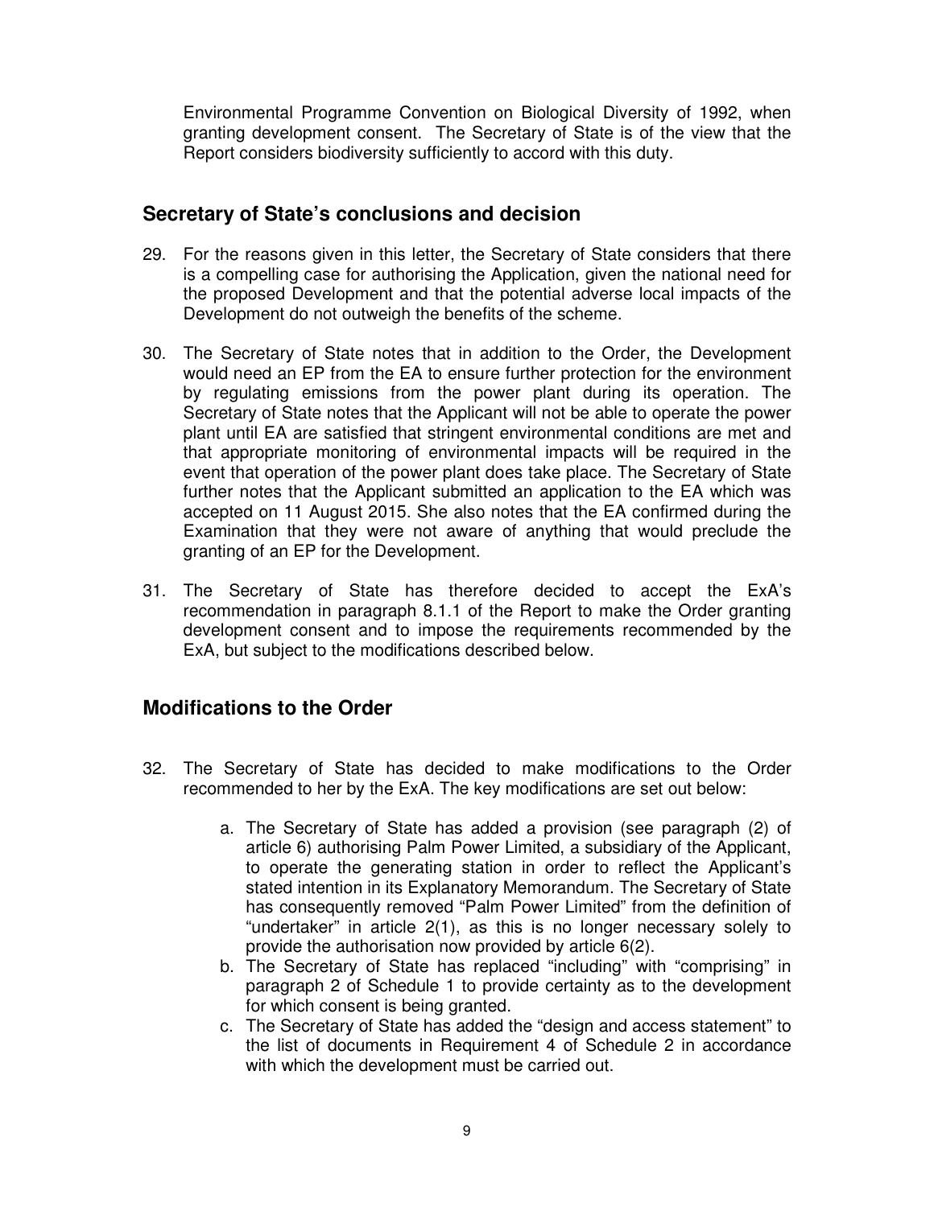Environmental Programme Convention on Biological Diversity of 1992, when granting development consent. The Secretary of State is of the view that the Report considers biodiversity sufficiently to accord with this duty.

## Secretary of State's conclusions and decision

29. For the reasons given in this letter, the Secretary of State considers that there is a compelling case for authorising the Application, given the national need for the proposed Development and that the potential adverse local impacts of the Development do not outweigh the benefits of the scheme.

30. The Secretary of State notes that in addition to the Order, the Development would need an EP from the EA to ensure further protection for the environment by regulating emissions from the power plant during its operation. The Secretary of State notes that the Applicant will not be able to operate the power plant until EA are satisfied that stringent environmental conditions are met and that appropriate monitoring of environmental impacts will be required in the event that operation of the power plant does take place. The Secretary of State further notes that the Applicant submitted an application to the EA which was accepted on 11 August 2015. She also notes that the EA confirmed during the Examination that they were not aware of anything that would preclude the granting of an EP for the Development.

31. The Secretary of State has therefore decided to accept the ExA's recommendation in paragraph 8.1.1 of the Report to make the Order granting development consent and to impose the requirements recommended by the ExA, but subject to the modifications described below.

## Modifications to the Order

32. The Secretary of State has decided to make modifications to the Order recommended to her by the ExA. The key modifications are set out below:

    a. The Secretary of State has added a provision (see paragraph (2) of article 6) authorising Palm Power Limited, a subsidiary of the Applicant, to operate the generating station in order to reflect the Applicant's stated intention in its Explanatory Memorandum. The Secretary of State has consequently removed "Palm Power Limited" from the definition of "undertaker" in article 2(1), as this is no longer necessary solely to provide the authorisation now provided by article 6(2).

    b. The Secretary of State has replaced "including" with "comprising" in paragraph 2 of Schedule 1 to provide certainty as to the development for which consent is being granted.

    c. The Secretary of State has added the "design and access statement" to the list of documents in Requirement 4 of Schedule 2 in accordance with which the development must be carried out.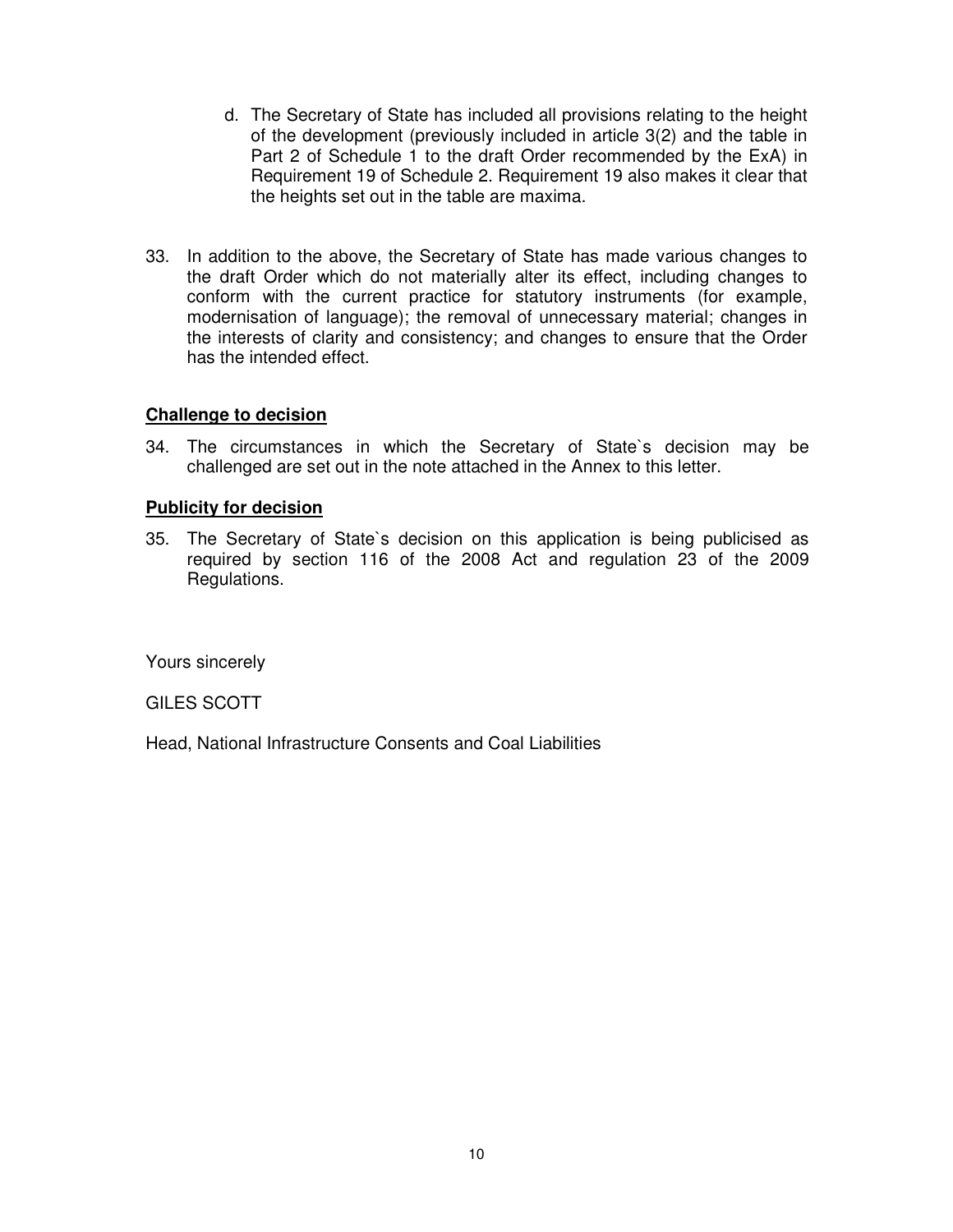d. The Secretary of State has included all provisions relating to the height of the development (previously included in article 3(2) and the table in Part 2 of Schedule 1 to the draft Order recommended by the ExA) in Requirement 19 of Schedule 2. Requirement 19 also makes it clear that the heights set out in the table are maxima.

33. In addition to the above, the Secretary of State has made various changes to the draft Order which do not materially alter its effect, including changes to conform with the current practice for statutory instruments (for example, modernisation of language); the removal of unnecessary material; changes in the interests of clarity and consistency; and changes to ensure that the Order has the intended effect.

**Challenge to decision**

34. The circumstances in which the Secretary of State`s decision may be challenged are set out in the note attached in the Annex to this letter.

**Publicity for decision**

35. The Secretary of State`s decision on this application is being publicised as required by section 116 of the 2008 Act and regulation 23 of the 2009 Regulations.

Yours sincerely

GILES SCOTT

Head, National Infrastructure Consents and Coal Liabilities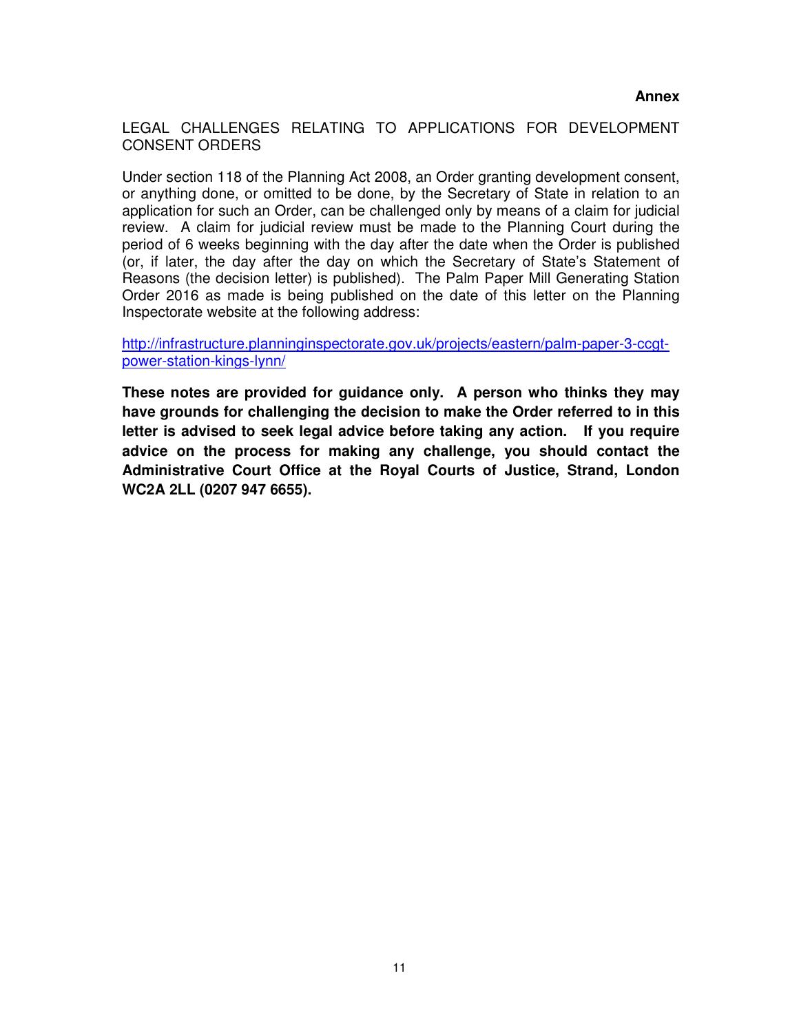**Annex**

LEGAL CHALLENGES RELATING TO APPLICATIONS FOR DEVELOPMENT CONSENT ORDERS

Under section 118 of the Planning Act 2008, an Order granting development consent, or anything done, or omitted to be done, by the Secretary of State in relation to an application for such an Order, can be challenged only by means of a claim for judicial review. A claim for judicial review must be made to the Planning Court during the period of 6 weeks beginning with the day after the date when the Order is published (or, if later, the day after the day on which the Secretary of State's Statement of Reasons (the decision letter) is published). The Palm Paper Mill Generating Station Order 2016 as made is being published on the date of this letter on the Planning Inspectorate website at the following address:

http://infrastructure.planninginspectorate.gov.uk/projects/eastern/palm-paper-3-ccgt-power-station-kings-lynn/

**These notes are provided for guidance only. A person who thinks they may have grounds for challenging the decision to make the Order referred to in this letter is advised to seek legal advice before taking any action. If you require advice on the process for making any challenge, you should contact the Administrative Court Office at the Royal Courts of Justice, Strand, London WC2A 2LL (0207 947 6655).**